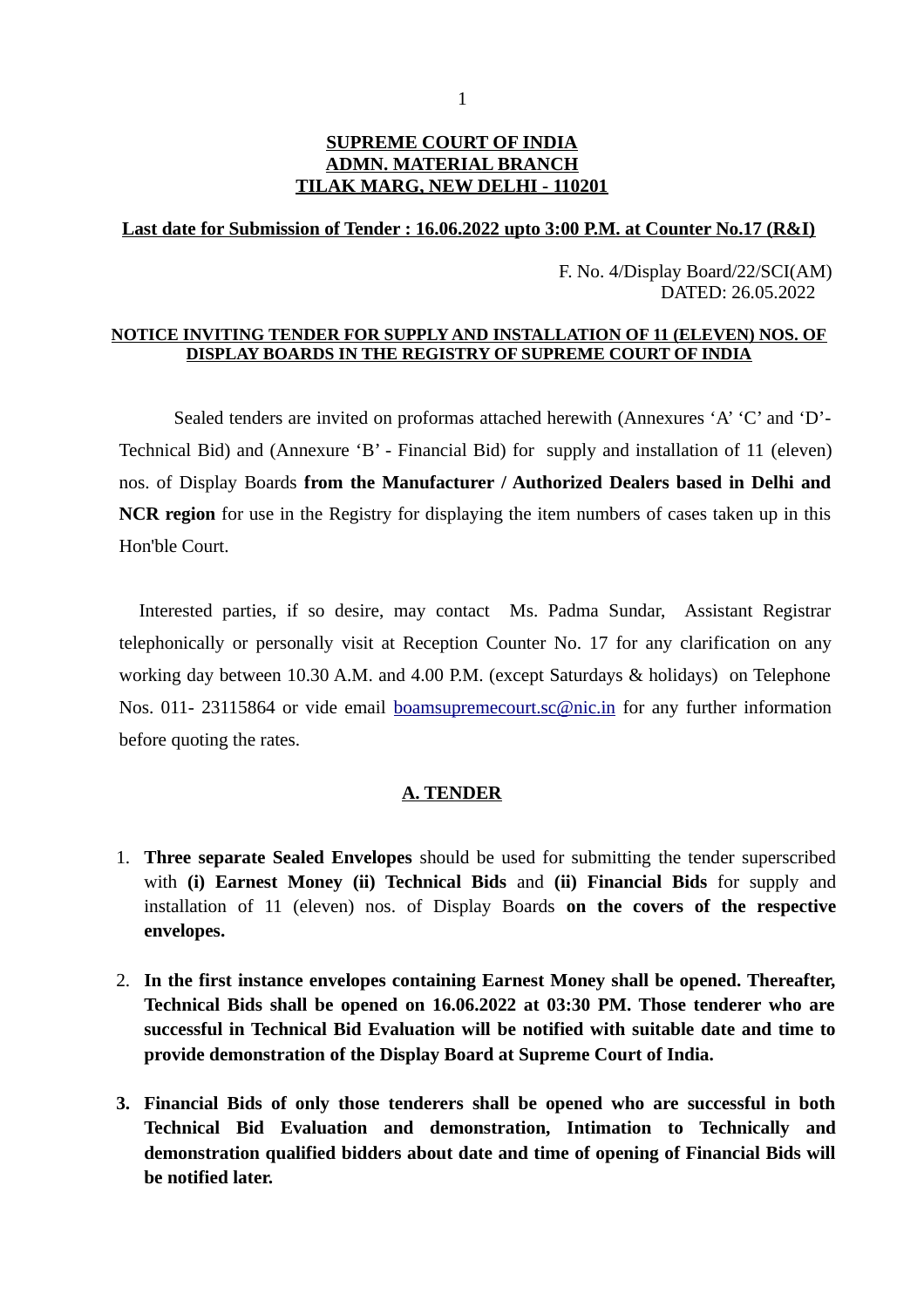**SUPREME COURT OF INDIA**
**ADMN. MATERIAL BRANCH**
**TILAK MARG, NEW DELHI - 110201**

**Last date for Submission of Tender : 16.06.2022 upto 3:00 P.M. at Counter No.17 (R&I)**

F. No. 4/Display Board/22/SCI(AM)
DATED: 26.05.2022

**NOTICE INVITING TENDER FOR SUPPLY AND INSTALLATION OF 11 (ELEVEN) NOS. OF DISPLAY BOARDS IN THE REGISTRY OF SUPREME COURT OF INDIA**

Sealed tenders are invited on proformas attached herewith (Annexures 'A' 'C' and 'D'- Technical Bid) and (Annexure 'B' - Financial Bid) for supply and installation of 11 (eleven) nos. of Display Boards **from the Manufacturer / Authorized Dealers based in Delhi and NCR region** for use in the Registry for displaying the item numbers of cases taken up in this Hon'ble Court.

Interested parties, if so desire, may contact Ms. Padma Sundar, Assistant Registrar telephonically or personally visit at Reception Counter No. 17 for any clarification on any working day between 10.30 A.M. and 4.00 P.M. (except Saturdays & holidays) on Telephone Nos. 011- 23115864 or vide email boamsupremecourt.sc@nic.in for any further information before quoting the rates.

## A. TENDER

1. **Three separate Sealed Envelopes** should be used for submitting the tender superscribed with **(i) Earnest Money (ii) Technical Bids** and **(ii) Financial Bids** for supply and installation of 11 (eleven) nos. of Display Boards **on the covers of the respective envelopes.**

2. **In the first instance envelopes containing Earnest Money shall be opened. Thereafter, Technical Bids shall be opened on 16.06.2022 at 03:30 PM. Those tenderer who are successful in Technical Bid Evaluation will be notified with suitable date and time to provide demonstration of the Display Board at Supreme Court of India.**

3. **Financial Bids of only those tenderers shall be opened who are successful in both Technical Bid Evaluation and demonstration, Intimation to Technically and demonstration qualified bidders about date and time of opening of Financial Bids will be notified later.**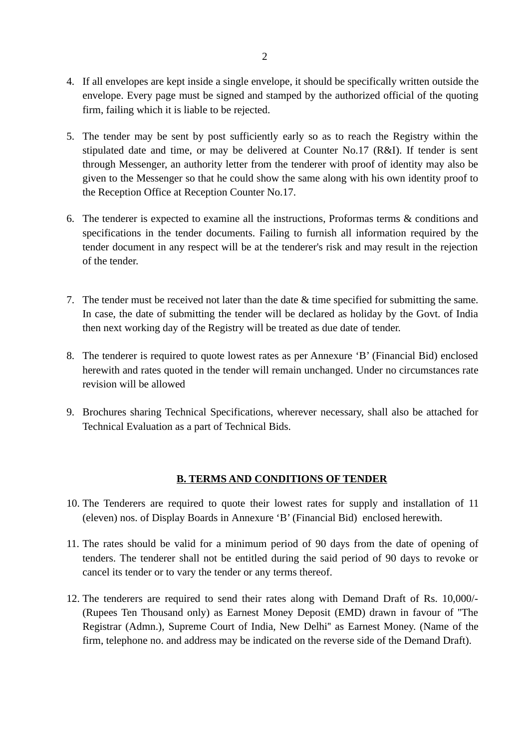4. If all envelopes are kept inside a single envelope, it should be specifically written outside the envelope. Every page must be signed and stamped by the authorized official of the quoting firm, failing which it is liable to be rejected.

5. The tender may be sent by post sufficiently early so as to reach the Registry within the stipulated date and time, or may be delivered at Counter No.17 (R&I). If tender is sent through Messenger, an authority letter from the tenderer with proof of identity may also be given to the Messenger so that he could show the same along with his own identity proof to the Reception Office at Reception Counter No.17.

6. The tenderer is expected to examine all the instructions, Proformas terms & conditions and specifications in the tender documents. Failing to furnish all information required by the tender document in any respect will be at the tenderer's risk and may result in the rejection of the tender.

7. The tender must be received not later than the date & time specified for submitting the same. In case, the date of submitting the tender will be declared as holiday by the Govt. of India then next working day of the Registry will be treated as due date of tender.

8. The tenderer is required to quote lowest rates as per Annexure 'B' (Financial Bid) enclosed herewith and rates quoted in the tender will remain unchanged. Under no circumstances rate revision will be allowed

9. Brochures sharing Technical Specifications, wherever necessary, shall also be attached for Technical Evaluation as a part of Technical Bids.

## B. TERMS AND CONDITIONS OF TENDER

10. The Tenderers are required to quote their lowest rates for supply and installation of 11 (eleven) nos. of Display Boards in Annexure 'B' (Financial Bid) enclosed herewith.

11. The rates should be valid for a minimum period of 90 days from the date of opening of tenders. The tenderer shall not be entitled during the said period of 90 days to revoke or cancel its tender or to vary the tender or any terms thereof.

12. The tenderers are required to send their rates along with Demand Draft of Rs. 10,000/- (Rupees Ten Thousand only) as Earnest Money Deposit (EMD) drawn in favour of "The Registrar (Admn.), Supreme Court of India, New Delhi" as Earnest Money. (Name of the firm, telephone no. and address may be indicated on the reverse side of the Demand Draft).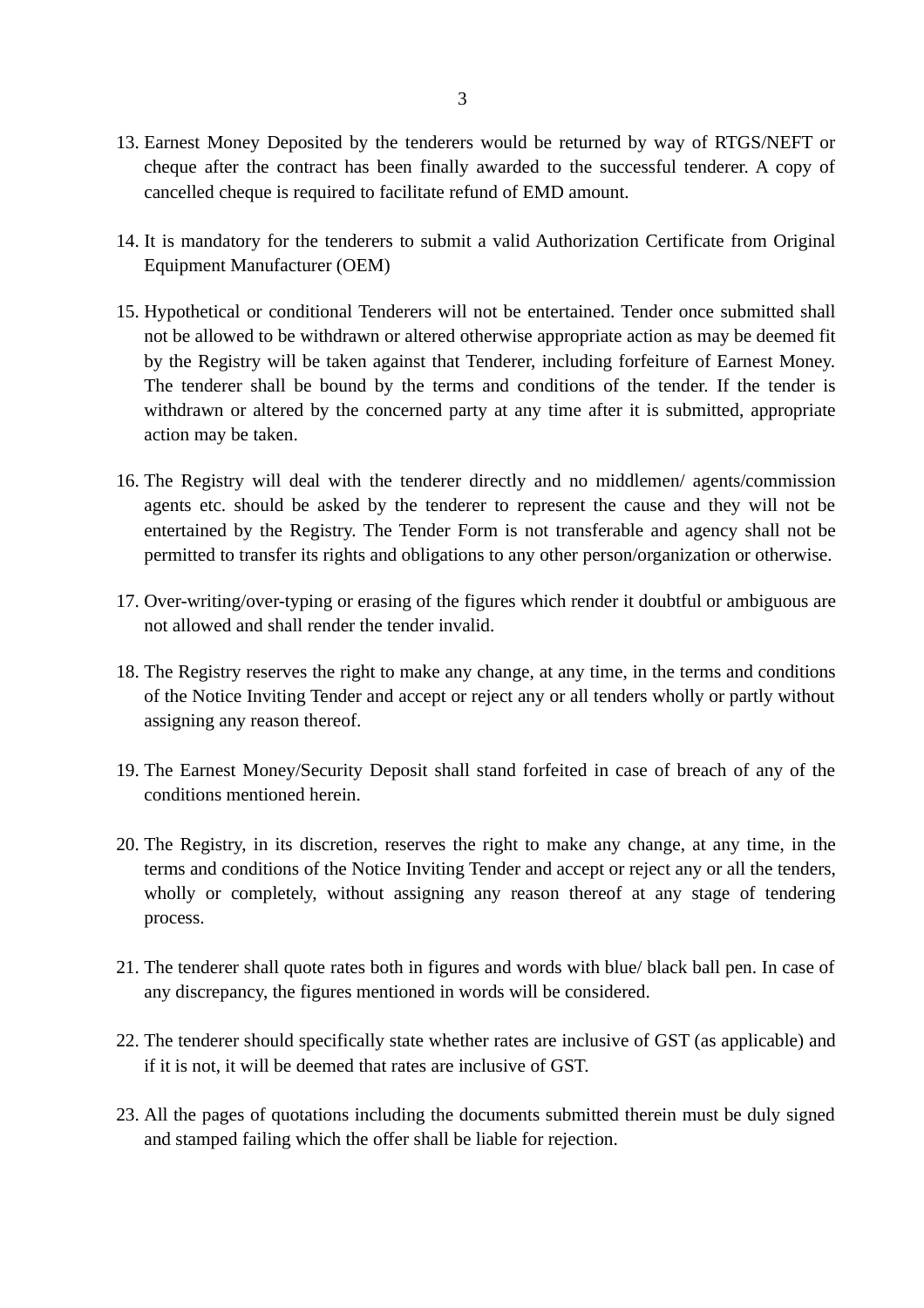13. Earnest Money Deposited by the tenderers would be returned by way of RTGS/NEFT or cheque after the contract has been finally awarded to the successful tenderer. A copy of cancelled cheque is required to facilitate refund of EMD amount.

14. It is mandatory for the tenderers to submit a valid Authorization Certificate from Original Equipment Manufacturer (OEM)

15. Hypothetical or conditional Tenderers will not be entertained. Tender once submitted shall not be allowed to be withdrawn or altered otherwise appropriate action as may be deemed fit by the Registry will be taken against that Tenderer, including forfeiture of Earnest Money. The tenderer shall be bound by the terms and conditions of the tender. If the tender is withdrawn or altered by the concerned party at any time after it is submitted, appropriate action may be taken.

16. The Registry will deal with the tenderer directly and no middlemen/ agents/commission agents etc. should be asked by the tenderer to represent the cause and they will not be entertained by the Registry. The Tender Form is not transferable and agency shall not be permitted to transfer its rights and obligations to any other person/organization or otherwise.

17. Over-writing/over-typing or erasing of the figures which render it doubtful or ambiguous are not allowed and shall render the tender invalid.

18. The Registry reserves the right to make any change, at any time, in the terms and conditions of the Notice Inviting Tender and accept or reject any or all tenders wholly or partly without assigning any reason thereof.

19. The Earnest Money/Security Deposit shall stand forfeited in case of breach of any of the conditions mentioned herein.

20. The Registry, in its discretion, reserves the right to make any change, at any time, in the terms and conditions of the Notice Inviting Tender and accept or reject any or all the tenders, wholly or completely, without assigning any reason thereof at any stage of tendering process.

21. The tenderer shall quote rates both in figures and words with blue/ black ball pen. In case of any discrepancy, the figures mentioned in words will be considered.

22. The tenderer should specifically state whether rates are inclusive of GST (as applicable) and if it is not, it will be deemed that rates are inclusive of GST.

23. All the pages of quotations including the documents submitted therein must be duly signed and stamped failing which the offer shall be liable for rejection.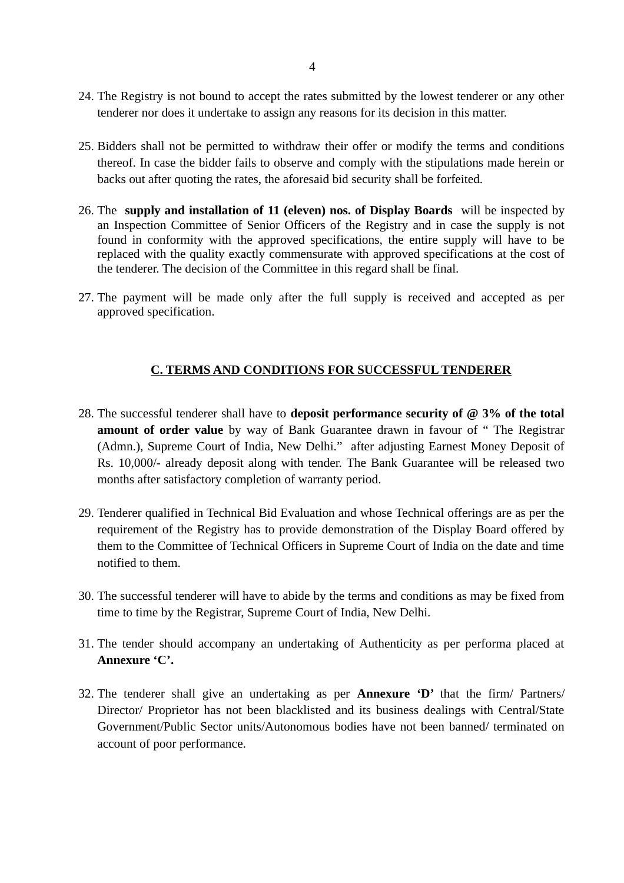24. The Registry is not bound to accept the rates submitted by the lowest tenderer or any other tenderer nor does it undertake to assign any reasons for its decision in this matter.

25. Bidders shall not be permitted to withdraw their offer or modify the terms and conditions thereof. In case the bidder fails to observe and comply with the stipulations made herein or backs out after quoting the rates, the aforesaid bid security shall be forfeited.

26. The **supply and installation of 11 (eleven) nos. of Display Boards** will be inspected by an Inspection Committee of Senior Officers of the Registry and in case the supply is not found in conformity with the approved specifications, the entire supply will have to be replaced with the quality exactly commensurate with approved specifications at the cost of the tenderer. The decision of the Committee in this regard shall be final.

27. The payment will be made only after the full supply is received and accepted as per approved specification.

## C. TERMS AND CONDITIONS FOR SUCCESSFUL TENDERER

28. The successful tenderer shall have to **deposit performance security of @ 3% of the total amount of order value** by way of Bank Guarantee drawn in favour of " The Registrar (Admn.), Supreme Court of India, New Delhi." after adjusting Earnest Money Deposit of Rs. 10,000/- already deposit along with tender. The Bank Guarantee will be released two months after satisfactory completion of warranty period.

29. Tenderer qualified in Technical Bid Evaluation and whose Technical offerings are as per the requirement of the Registry has to provide demonstration of the Display Board offered by them to the Committee of Technical Officers in Supreme Court of India on the date and time notified to them.

30. The successful tenderer will have to abide by the terms and conditions as may be fixed from time to time by the Registrar, Supreme Court of India, New Delhi.

31. The tender should accompany an undertaking of Authenticity as per performa placed at **Annexure 'C'.**

32. The tenderer shall give an undertaking as per **Annexure 'D'** that the firm/ Partners/ Director/ Proprietor has not been blacklisted and its business dealings with Central/State Government/Public Sector units/Autonomous bodies have not been banned/ terminated on account of poor performance.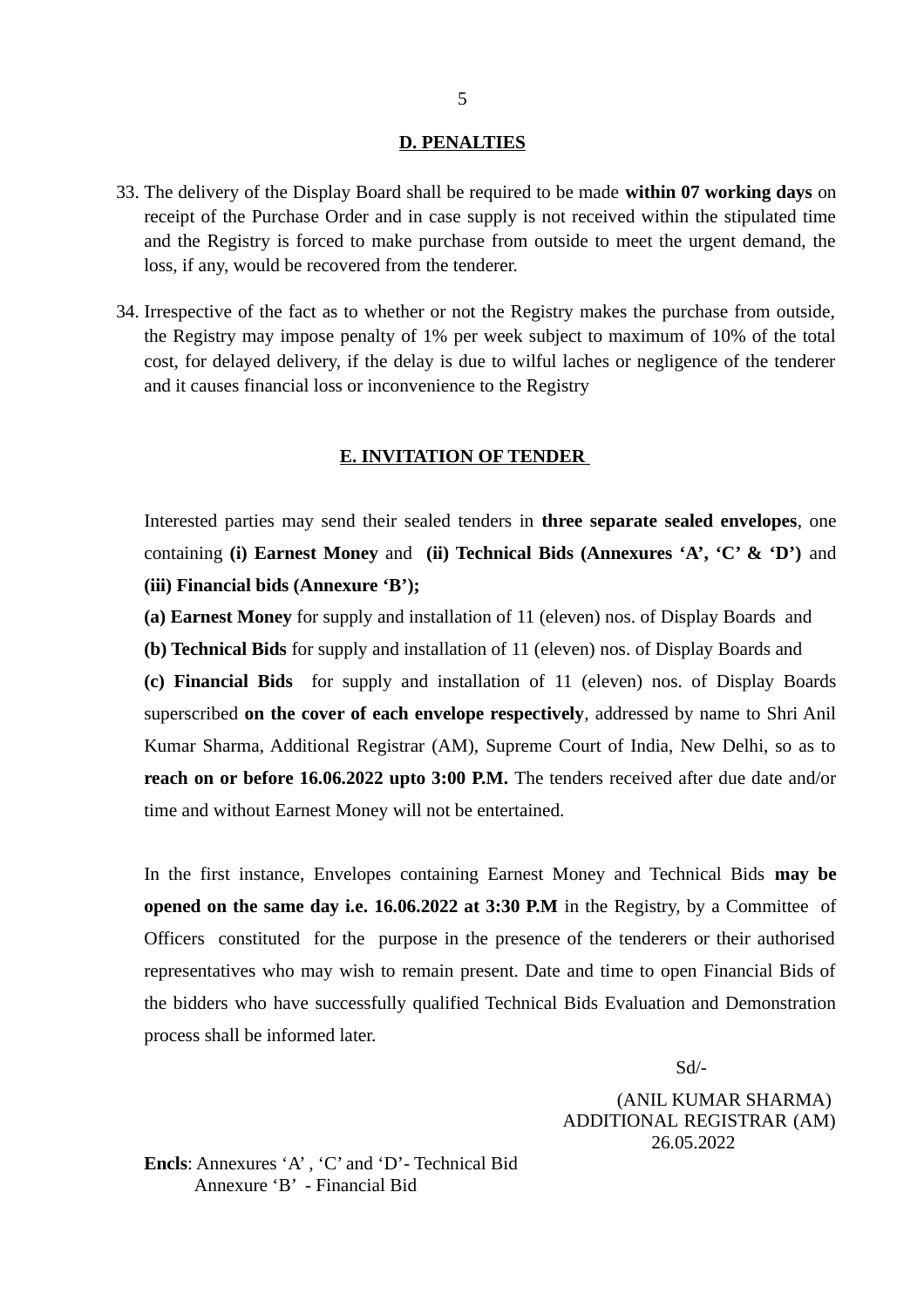## D. PENALTIES

33. The delivery of the Display Board shall be required to be made **within 07 working days** on receipt of the Purchase Order and in case supply is not received within the stipulated time and the Registry is forced to make purchase from outside to meet the urgent demand, the loss, if any, would be recovered from the tenderer.

34. Irrespective of the fact as to whether or not the Registry makes the purchase from outside, the Registry may impose penalty of 1% per week subject to maximum of 10% of the total cost, for delayed delivery, if the delay is due to wilful laches or negligence of the tenderer and it causes financial loss or inconvenience to the Registry

## E. INVITATION OF TENDER

Interested parties may send their sealed tenders in **three separate sealed envelopes**, one containing **(i) Earnest Money** and **(ii) Technical Bids (Annexures 'A', 'C' & 'D')** and **(iii) Financial bids (Annexure 'B');**

**(a) Earnest Money** for supply and installation of 11 (eleven) nos. of Display Boards and

**(b) Technical Bids** for supply and installation of 11 (eleven) nos. of Display Boards and

**(c) Financial Bids** for supply and installation of 11 (eleven) nos. of Display Boards superscribed **on the cover of each envelope respectively**, addressed by name to Shri Anil Kumar Sharma, Additional Registrar (AM), Supreme Court of India, New Delhi, so as to **reach on or before 16.06.2022 upto 3:00 P.M.** The tenders received after due date and/or time and without Earnest Money will not be entertained.

In the first instance, Envelopes containing Earnest Money and Technical Bids **may be opened on the same day i.e. 16.06.2022 at 3:30 P.M** in the Registry, by a Committee of Officers constituted for the purpose in the presence of the tenderers or their authorised representatives who may wish to remain present. Date and time to open Financial Bids of the bidders who have successfully qualified Technical Bids Evaluation and Demonstration process shall be informed later.

Sd/-

(ANIL KUMAR SHARMA)
ADDITIONAL REGISTRAR (AM)
26.05.2022

**Encls**: Annexures 'A' , 'C' and 'D'- Technical Bid
Annexure 'B' - Financial Bid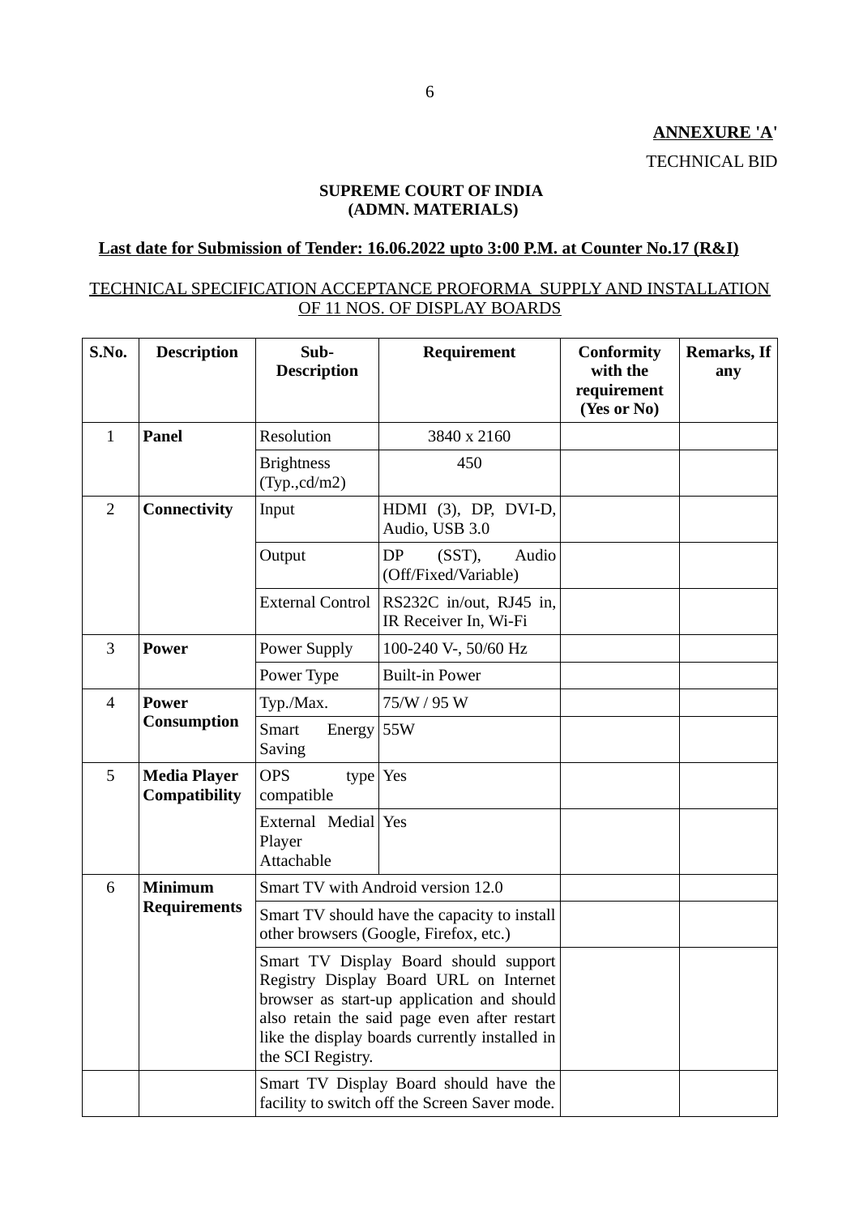**<u>ANNEXURE 'A'</u>**

TECHNICAL BID

**SUPREME COURT OF INDIA**
**(ADMN. MATERIALS)**

**<u>Last date for Submission of Tender: 16.06.2022 upto 3:00 P.M. at Counter No.17 (R&I)</u>**

<u>TECHNICAL SPECIFICATION ACCEPTANCE PROFORMA SUPPLY AND INSTALLATION OF 11 NOS. OF DISPLAY BOARDS</u>

| S.No. | Description | Sub-Description | Requirement | Conformity with the requirement (Yes or No) | Remarks, If any |
|---|---|---|---|---|---|
| 1 | **Panel** | Resolution | 3840 x 2160 | | |
| | | Brightness (Typ.,cd/m2) | 450 | | |
| 2 | **Connectivity** | Input | HDMI (3), DP, DVI-D, Audio, USB 3.0 | | |
| | | Output | DP (SST), Audio (Off/Fixed/Variable) | | |
| | | External Control | RS232C in/out, RJ45 in, IR Receiver In, Wi-Fi | | |
| 3 | **Power** | Power Supply | 100-240 V-, 50/60 Hz | | |
| | | Power Type | Built-in Power | | |
| 4 | **Power Consumption** | Typ./Max. | 75/W / 95 W | | |
| | | Smart Energy Saving | 55W | | |
| 5 | **Media Player Compatibility** | OPS type compatible | Yes | | |
| | | External Medial Player Attachable | Yes | | |
| 6 | **Minimum Requirements** | Smart TV with Android version 12.0 | | | |
| | | Smart TV should have the capacity to install other browsers (Google, Firefox, etc.) | | | |
| | | Smart TV Display Board should support Registry Display Board URL on Internet browser as start-up application and should also retain the said page even after restart like the display boards currently installed in the SCI Registry. | | | |
| | | Smart TV Display Board should have the facility to switch off the Screen Saver mode. | | | |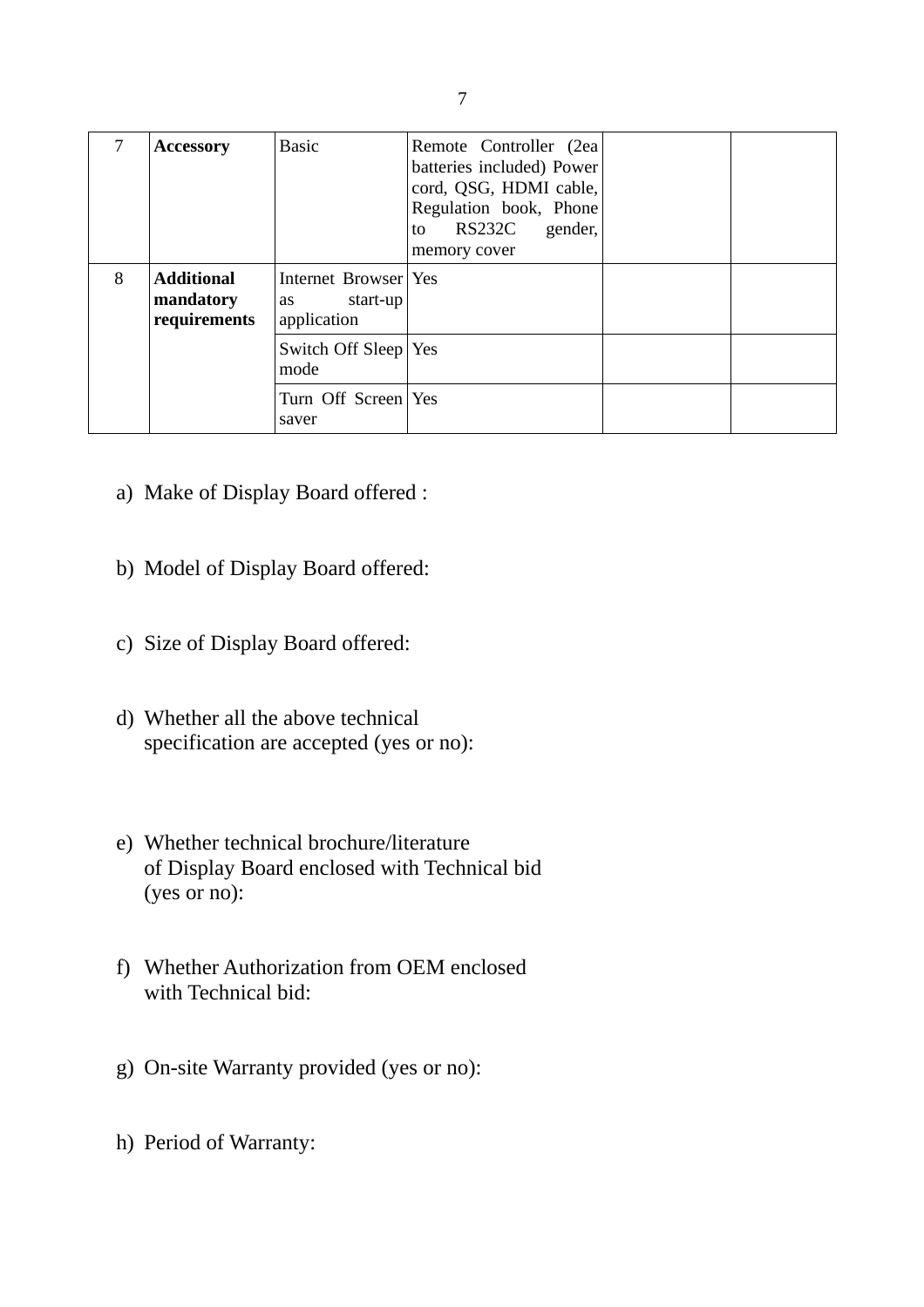| 7 | **Accessory** | Basic | Remote Controller (2ea batteries included) Power cord, QSG, HDMI cable, Regulation book, Phone to RS232C gender, memory cover | | |
|---|---|---|---|---|---|
| 8 | **Additional mandatory requirements** | Internet Browser as start-up application | Yes | | |
| | | Switch Off Sleep mode | Yes | | |
| | | Turn Off Screen saver | Yes | | |

a) Make of Display Board offered :

b) Model of Display Board offered:

c) Size of Display Board offered:

d) Whether all the above technical specification are accepted (yes or no):

e) Whether technical brochure/literature of Display Board enclosed with Technical bid (yes or no):

f) Whether Authorization from OEM enclosed with Technical bid:

g) On-site Warranty provided (yes or no):

h) Period of Warranty: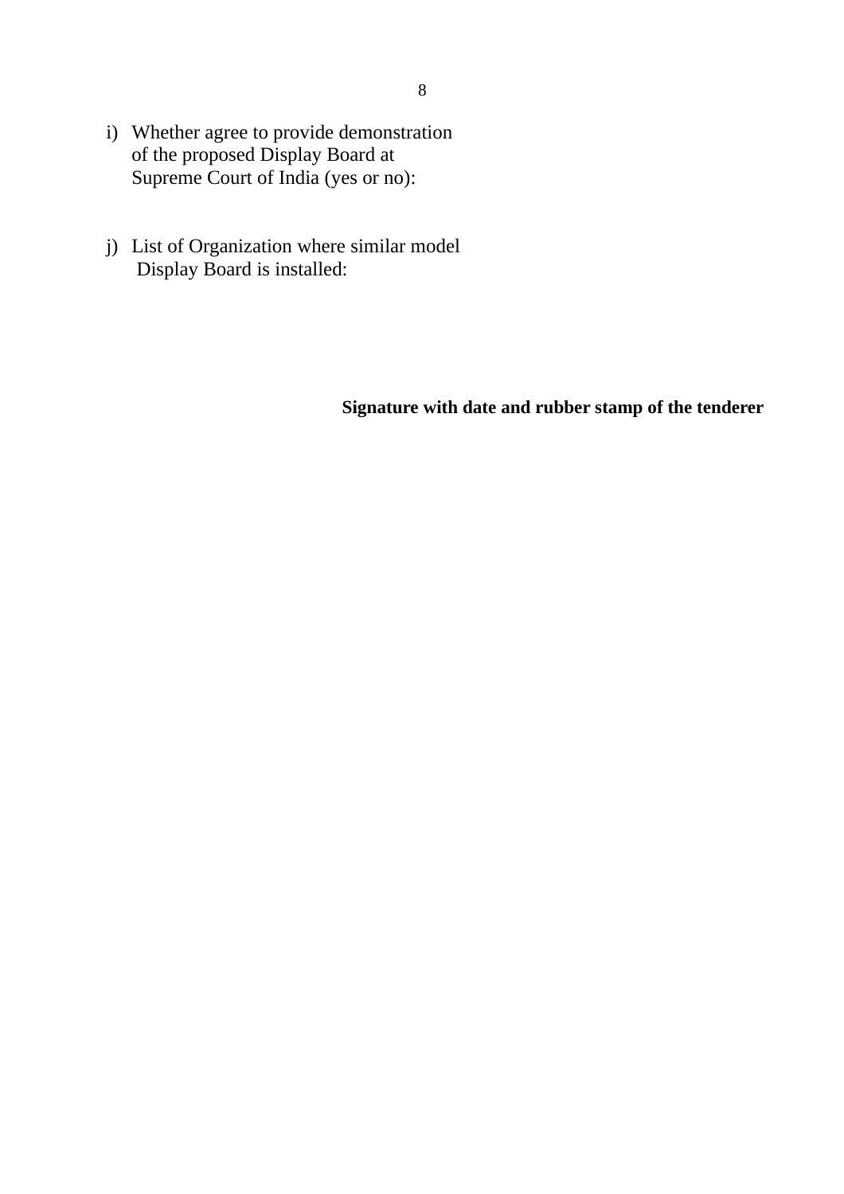i) Whether agree to provide demonstration of the proposed Display Board at Supreme Court of India (yes or no):

j) List of Organization where similar model Display Board is installed:

**Signature with date and rubber stamp of the tenderer**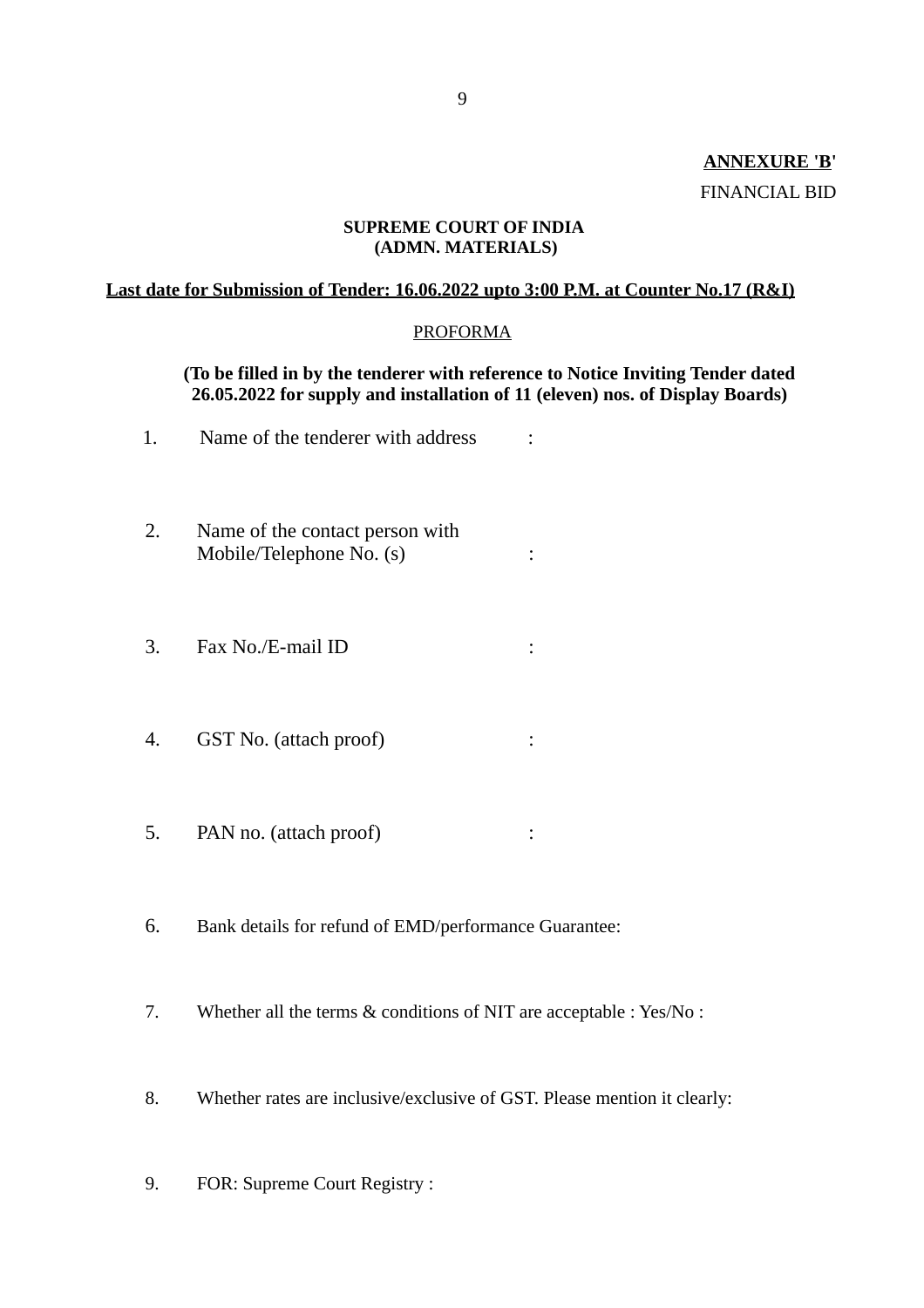**ANNEXURE 'B'**

FINANCIAL BID

**SUPREME COURT OF INDIA**
**(ADMN. MATERIALS)**

**Last date for Submission of Tender: 16.06.2022 upto 3:00 P.M. at Counter No.17 (R&I)**

PROFORMA

**(To be filled in by the tenderer with reference to Notice Inviting Tender dated 26.05.2022 for supply and installation of 11 (eleven) nos. of Display Boards)**

1. Name of the tenderer with address :

2. Name of the contact person with Mobile/Telephone No. (s) :

3. Fax No./E-mail ID :

4. GST No. (attach proof) :

5. PAN no. (attach proof) :

6. Bank details for refund of EMD/performance Guarantee:

7. Whether all the terms & conditions of NIT are acceptable : Yes/No :

8. Whether rates are inclusive/exclusive of GST. Please mention it clearly:

9. FOR: Supreme Court Registry :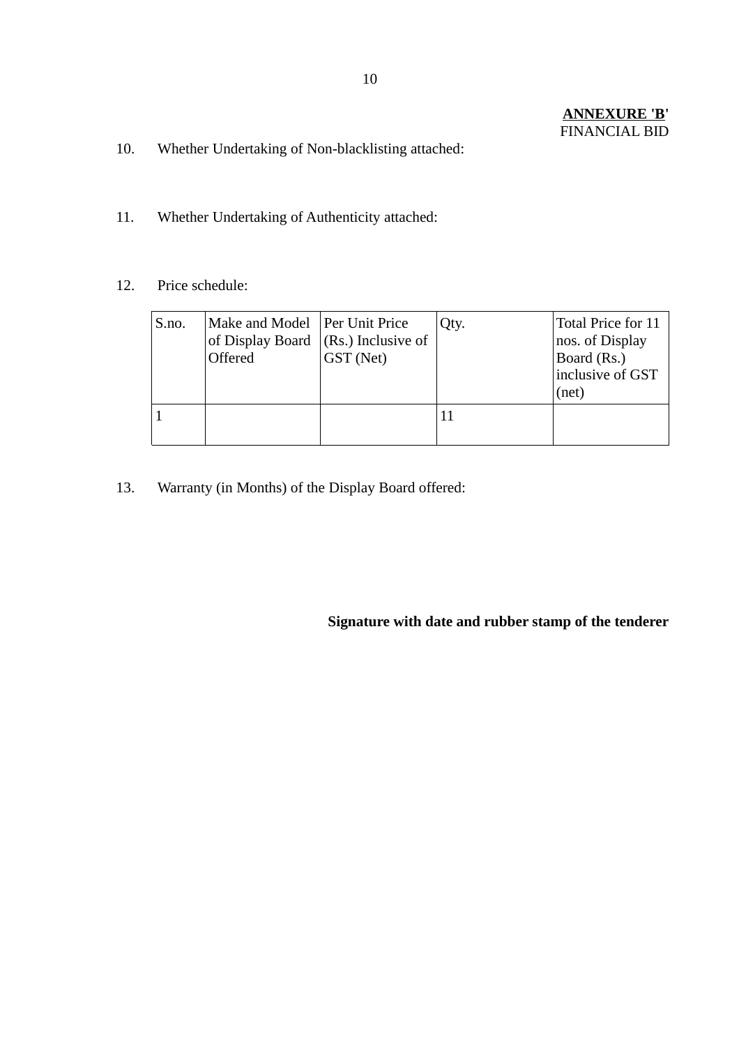**ANNEXURE 'B'**
FINANCIAL BID

10. Whether Undertaking of Non-blacklisting attached:

11. Whether Undertaking of Authenticity attached:

12. Price schedule:

| S.no. | Make and Model of Display Board Offered | Per Unit Price (Rs.) Inclusive of GST (Net) | Qty. | Total Price for 11 nos. of Display Board (Rs.) inclusive of GST (net) |
|---|---|---|---|---|
| 1 | | | 11 | |

13. Warranty (in Months) of the Display Board offered:

**Signature with date and rubber stamp of the tenderer**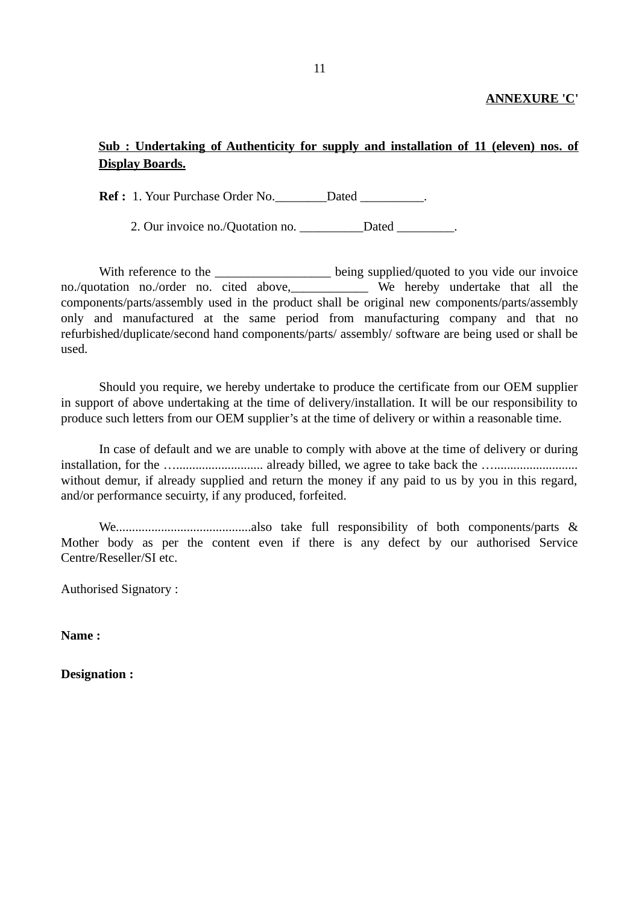**ANNEXURE 'C'**

**Sub : Undertaking of Authenticity for supply and installation of 11 (eleven) nos. of Display Boards.**

**Ref :** 1. Your Purchase Order No.________Dated __________.

2. Our invoice no./Quotation no. __________Dated _________.

With reference to the __________________ being supplied/quoted to you vide our invoice no./quotation no./order no. cited above,____________ We hereby undertake that all the components/parts/assembly used in the product shall be original new components/parts/assembly only and manufactured at the same period from manufacturing company and that no refurbished/duplicate/second hand components/parts/ assembly/ software are being used or shall be used.

Should you require, we hereby undertake to produce the certificate from our OEM supplier in support of above undertaking at the time of delivery/installation. It will be our responsibility to produce such letters from our OEM supplier's at the time of delivery or within a reasonable time.

In case of default and we are unable to comply with above at the time of delivery or during installation, for the …......................... already billed, we agree to take back the …......................... without demur, if already supplied and return the money if any paid to us by you in this regard, and/or performance secuirty, if any produced, forfeited.

We..........................................also take full responsibility of both components/parts & Mother body as per the content even if there is any defect by our authorised Service Centre/Reseller/SI etc.

Authorised Signatory :

**Name :**

**Designation :**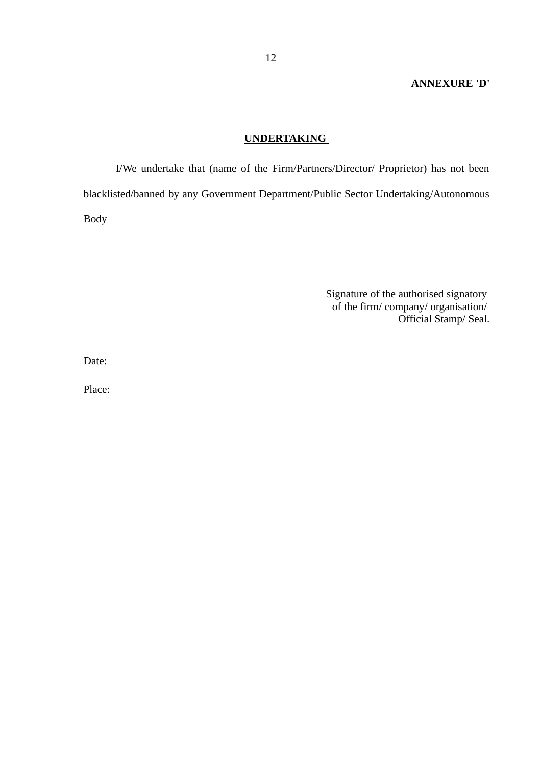**ANNEXURE 'D'**

## UNDERTAKING

I/We undertake that (name of the Firm/Partners/Director/ Proprietor) has not been blacklisted/banned by any Government Department/Public Sector Undertaking/Autonomous Body

Signature of the authorised signatory
of the firm/ company/ organisation/
Official Stamp/ Seal.

Date:

Place: